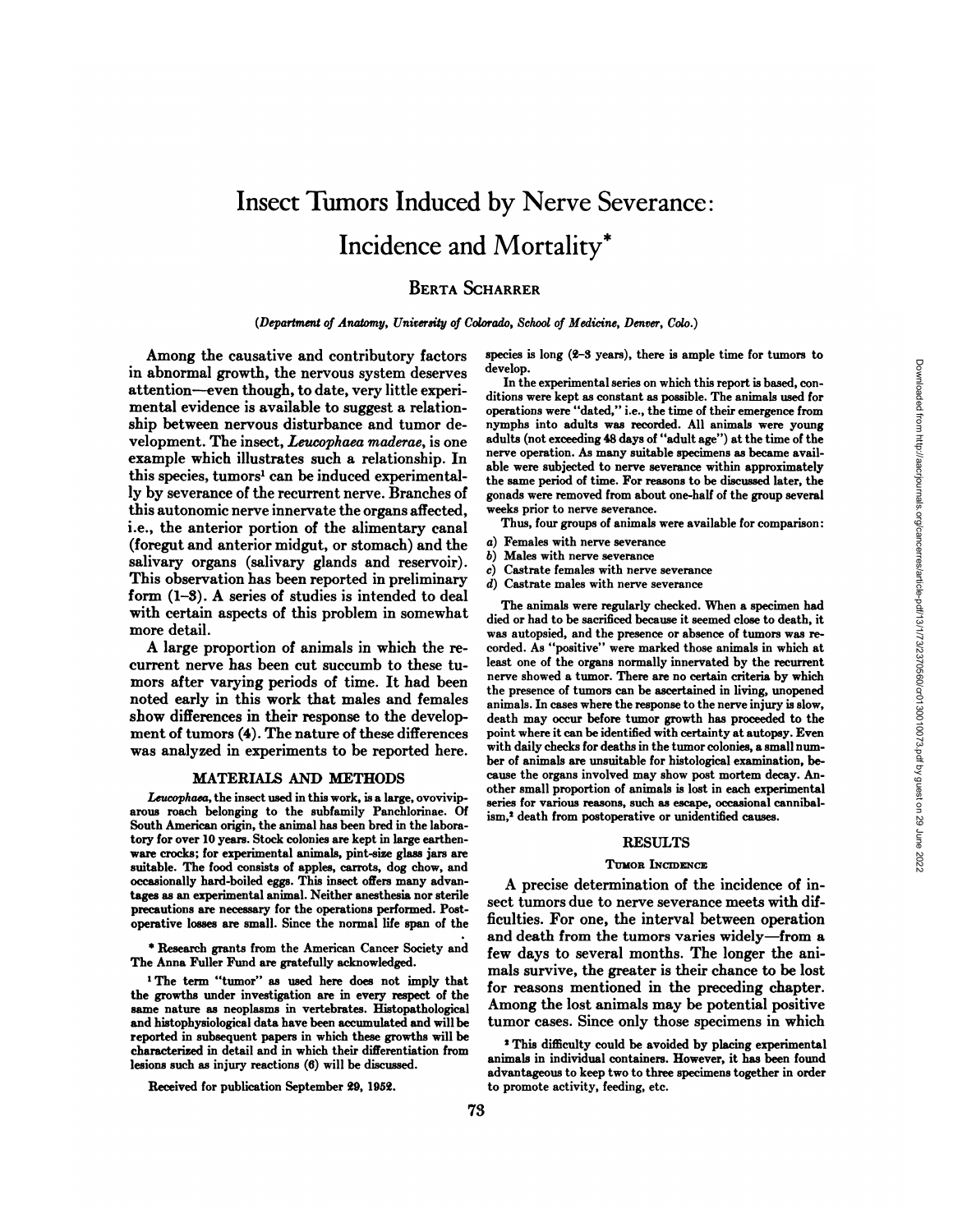# Insect Tumors Induced by Nerve Severance: Incidence and Mortality*

## Berta Scharrer

*(Department of Anatomy, University of Colorado, School of Medicine, Denver, Colo.)*

Among the causative and contributory factors in abnormal growth, the nervous system deserves attention—even though, to date, very little experimental evidence is available to suggest a relationship between nervous disturbance and tumor development. The insect, *Leucophaea maderae*, is one example which illustrates such a relationship. In this species, tumors[1] can be induced experimentally by severance of the recurrent nerve. Branches of this autonomic nerve innervate the organs affected, i.e., the anterior portion of the alimentary canal (foregut and anterior midgut, or stomach) and the salivary organs (salivary glands and reservoir). This observation has been reported in preliminary form (1–3). A series of studies is intended to deal with certain aspects of this problem in somewhat more detail.

A large proportion of animals in which the recurrent nerve has been cut succumb to these tumors after varying periods of time. It had been noted early in this work that males and females show differences in their response to the development of tumors (4). The nature of these differences was analyzed in experiments to be reported here.

## MATERIALS AND METHODS

*Leucophaea*, the insect used in this work, is a large, ovoviviparous roach belonging to the subfamily Panchlorinae. Of South American origin, the animal has been bred in the laboratory for over 10 years. Stock colonies are kept in large earthenware crocks; for experimental animals, pint-size glass jars are suitable. The food consists of apples, carrots, dog chow, and occasionally hard-boiled eggs. This insect offers many advantages as an experimental animal. Neither anesthesia nor sterile precautions are necessary for the operations performed. Postoperative losses are small. Since the normal life span of the species is long (2–3 years), there is ample time for tumors to develop.

In the experimental series on which this report is based, conditions were kept as constant as possible. The animals used for operations were "dated," i.e., the time of their emergence from nymphs into adults was recorded. All animals were young adults (not exceeding 48 days of "adult age") at the time of the nerve operation. As many suitable specimens as became available were subjected to nerve severance within approximately the same period of time. For reasons to be discussed later, the gonads were removed from about one-half of the group several weeks prior to nerve severance.

Thus, four groups of animals were available for comparison:

a) Females with nerve severance
b) Males with nerve severance
c) Castrate females with nerve severance
d) Castrate males with nerve severance

The animals were regularly checked. When a specimen had died or had to be sacrificed because it seemed close to death, it was autopsied, and the presence or absence of tumors was recorded. As "positive" were marked those animals in which at least one of the organs normally innervated by the recurrent nerve showed a tumor. There are no certain criteria by which the presence of tumors can be ascertained in living, unopened animals. In cases where the response to the nerve injury is slow, death may occur before tumor growth has proceeded to the point where it can be identified with certainty at autopsy. Even with daily checks for deaths in the tumor colonies, a small number of animals are unsuitable for histological examination, because the organs involved may show post mortem decay. Another small proportion of animals is lost in each experimental series for various reasons, such as escape, occasional cannibalism,[2] death from postoperative or unidentified causes.

## RESULTS

### Tumor Incidence

A precise determination of the incidence of insect tumors due to nerve severance meets with difficulties. For one, the interval between operation and death from the tumors varies widely—from a few days to several months. The longer the animals survive, the greater is their chance to be lost for reasons mentioned in the preceding chapter. Among the lost animals may be potential positive tumor cases. Since only those specimens in which

---

\* Research grants from the American Cancer Society and The Anna Fuller Fund are gratefully acknowledged.

[1] The term "tumor" as used here does not imply that the growths under investigation are in every respect of the same nature as neoplasms in vertebrates. Histopathological and histophysiological data have been accumulated and will be reported in subsequent papers in which these growths will be characterized in detail and in which their differentiation from lesions such as injury reactions (6) will be discussed.

Received for publication September 29, 1952.

[2] This difficulty could be avoided by placing experimental animals in individual containers. However, it has been found advantageous to keep two to three specimens together in order to promote activity, feeding, etc.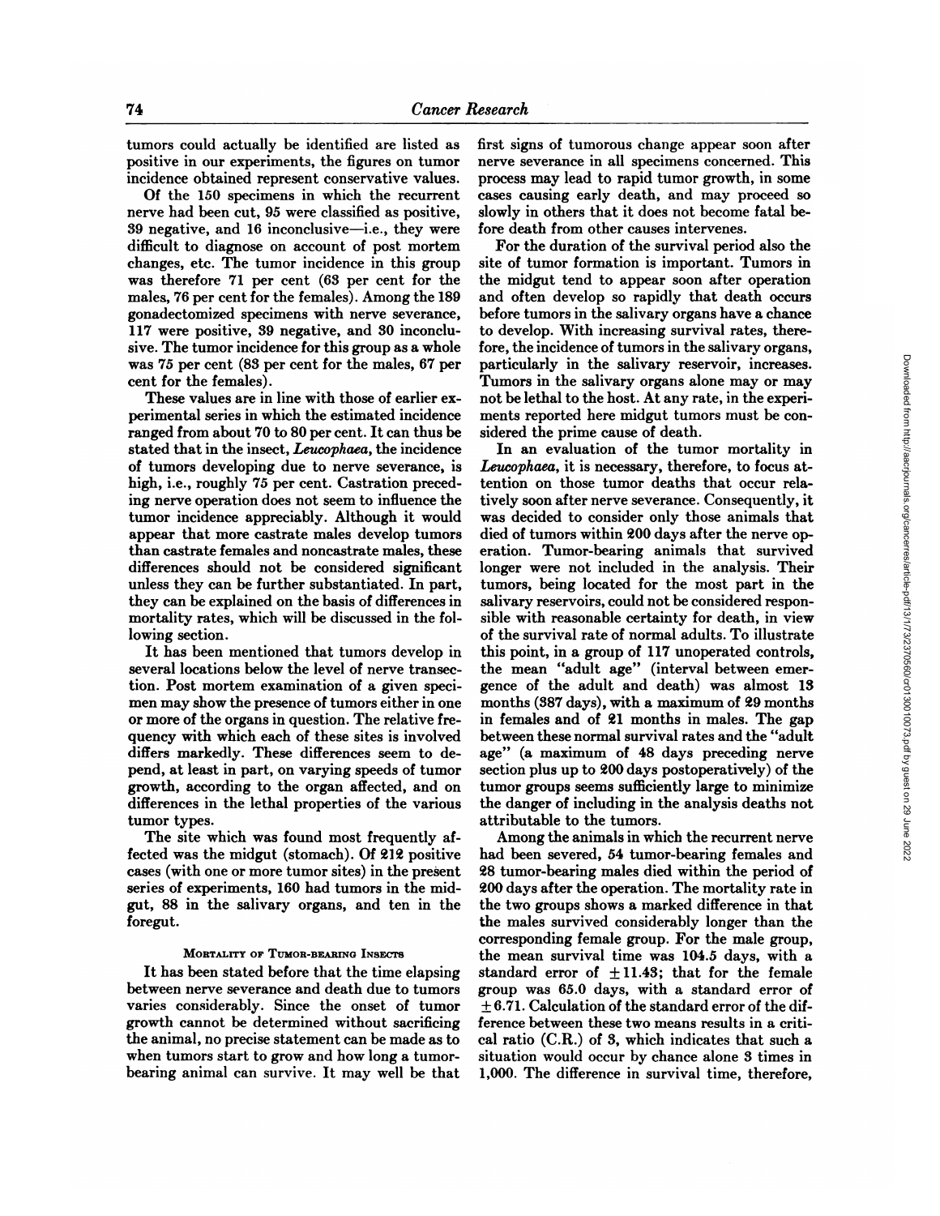tumors could actually be identified are listed as positive in our experiments, the figures on tumor incidence obtained represent conservative values.

Of the 150 specimens in which the recurrent nerve had been cut, 95 were classified as positive, 39 negative, and 16 inconclusive—i.e., they were difficult to diagnose on account of post mortem changes, etc. The tumor incidence in this group was therefore 71 per cent (63 per cent for the males, 76 per cent for the females). Among the 189 gonadectomized specimens with nerve severance, 117 were positive, 39 negative, and 30 inconclusive. The tumor incidence for this group as a whole was 75 per cent (83 per cent for the males, 67 per cent for the females).

These values are in line with those of earlier experimental series in which the estimated incidence ranged from about 70 to 80 per cent. It can thus be stated that in the insect, *Leucophaea*, the incidence of tumors developing due to nerve severance, is high, i.e., roughly 75 per cent. Castration preceding nerve operation does not seem to influence the tumor incidence appreciably. Although it would appear that more castrate males develop tumors than castrate females and noncastrate males, these differences should not be considered significant unless they can be further substantiated. In part, they can be explained on the basis of differences in mortality rates, which will be discussed in the following section.

It has been mentioned that tumors develop in several locations below the level of nerve transection. Post mortem examination of a given specimen may show the presence of tumors either in one or more of the organs in question. The relative frequency with which each of these sites is involved differs markedly. These differences seem to depend, at least in part, on varying speeds of tumor growth, according to the organ affected, and on differences in the lethal properties of the various tumor types.

The site which was found most frequently affected was the midgut (stomach). Of 212 positive cases (with one or more tumor sites) in the present series of experiments, 160 had tumors in the midgut, 88 in the salivary organs, and ten in the foregut.

## Mortality of Tumor-Bearing Insects

It has been stated before that the time elapsing between nerve severance and death due to tumors varies considerably. Since the onset of tumor growth cannot be determined without sacrificing the animal, no precise statement can be made as to when tumors start to grow and how long a tumor-bearing animal can survive. It may well be that first signs of tumorous change appear soon after nerve severance in all specimens concerned. This process may lead to rapid tumor growth, in some cases causing early death, and may proceed so slowly in others that it does not become fatal before death from other causes intervenes.

For the duration of the survival period also the site of tumor formation is important. Tumors in the midgut tend to appear soon after operation and often develop so rapidly that death occurs before tumors in the salivary organs have a chance to develop. With increasing survival rates, therefore, the incidence of tumors in the salivary organs, particularly in the salivary reservoir, increases. Tumors in the salivary organs alone may or may not be lethal to the host. At any rate, in the experiments reported here midgut tumors must be considered the prime cause of death.

In an evaluation of the tumor mortality in *Leucophaea*, it is necessary, therefore, to focus attention on those tumor deaths that occur relatively soon after nerve severance. Consequently, it was decided to consider only those animals that died of tumors within 200 days after the nerve operation. Tumor-bearing animals that survived longer were not included in the analysis. Their tumors, being located for the most part in the salivary reservoirs, could not be considered responsible with reasonable certainty for death, in view of the survival rate of normal adults. To illustrate this point, in a group of 117 unoperated controls, the mean "adult age" (interval between emergence of the adult and death) was almost 13 months (387 days), with a maximum of 29 months in females and of 21 months in males. The gap between these normal survival rates and the "adult age" (a maximum of 48 days preceding nerve section plus up to 200 days postoperatively) of the tumor groups seems sufficiently large to minimize the danger of including in the analysis deaths not attributable to the tumors.

Among the animals in which the recurrent nerve had been severed, 54 tumor-bearing females and 28 tumor-bearing males died within the period of 200 days after the operation. The mortality rate in the two groups shows a marked difference in that the males survived considerably longer than the corresponding female group. For the male group, the mean survival time was 104.5 days, with a standard error of $\pm 11.43$; that for the female group was 65.0 days, with a standard error of $\pm 6.71$. Calculation of the standard error of the difference between these two means results in a critical ratio (C.R.) of 3, which indicates that such a situation would occur by chance alone 3 times in 1,000. The difference in survival time, therefore,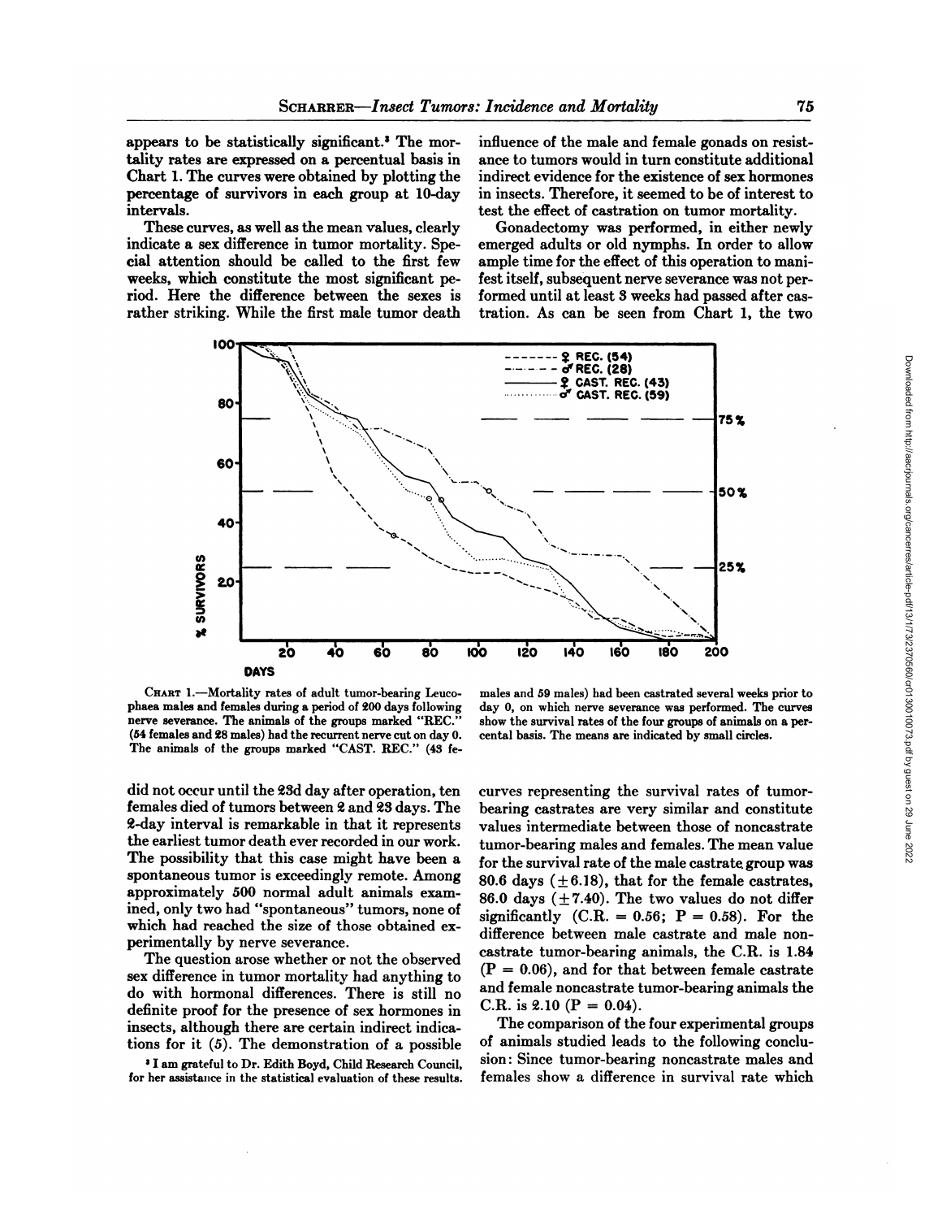appears to be statistically significant.[3] The mortality rates are expressed on a percentual basis in Chart 1. The curves were obtained by plotting the percentage of survivors in each group at 10-day intervals.

These curves, as well as the mean values, clearly indicate a sex difference in tumor mortality. Special attention should be called to the first few weeks, which constitute the most significant period. Here the difference between the sexes is rather striking. While the first male tumor death did not occur until the 23d day after operation, ten females died of tumors between 2 and 23 days. The 2-day interval is remarkable in that it represents the earliest tumor death ever recorded in our work. The possibility that this case might have been a spontaneous tumor is exceedingly remote. Among approximately 500 normal adult animals examined, only two had "spontaneous" tumors, none of which had reached the size of those obtained experimentally by nerve severance.

The question arose whether or not the observed sex difference in tumor mortality had anything to do with hormonal differences. There is still no definite proof for the presence of sex hormones in insects, although there are certain indirect indications for it (5). The demonstration of a possible influence of the male and female gonads on resistance to tumors would in turn constitute additional indirect evidence for the existence of sex hormones in insects. Therefore, it seemed to be of interest to test the effect of castration on tumor mortality.

Gonadectomy was performed, in either newly emerged adults or old nymphs. In order to allow ample time for the effect of this operation to manifest itself, subsequent nerve severance was not performed until at least 3 weeks had passed after castration. As can be seen from Chart 1, the two curves representing the survival rates of tumor-bearing castrates are very similar and constitute values intermediate between those of noncastrate tumor-bearing males and females. The mean value for the survival rate of the male castrate group was 80.6 days ($\pm 6.18$), that for the female castrates, 86.0 days ($\pm 7.40$). The two values do not differ significantly (C.R. = 0.56; $P = 0.58$). For the difference between male castrate and male noncastrate tumor-bearing animals, the C.R. is 1.84 ($P = 0.06$), and for that between female castrate and female noncastrate tumor-bearing animals the C.R. is 2.10 ($P = 0.04$).

CHART 1.—Mortality rates of adult tumor-bearing *Leucophaea* males and females during a period of 200 days following nerve severance. The animals of the groups marked "REC." (54 females and 28 males) had the recurrent nerve cut on day 0. The animals of the groups marked "CAST. REC." (43 females and 59 males) had been castrated several weeks prior to day 0, on which nerve severance was performed. The curves show the survival rates of the four groups of animals on a percental basis. The means are indicated by small circles.

The comparison of the four experimental groups of animals studied leads to the following conclusion: Since tumor-bearing noncastrate males and females show a difference in survival rate which

[3] I am grateful to Dr. Edith Boyd, Child Research Council, for her assistance in the statistical evaluation of these results.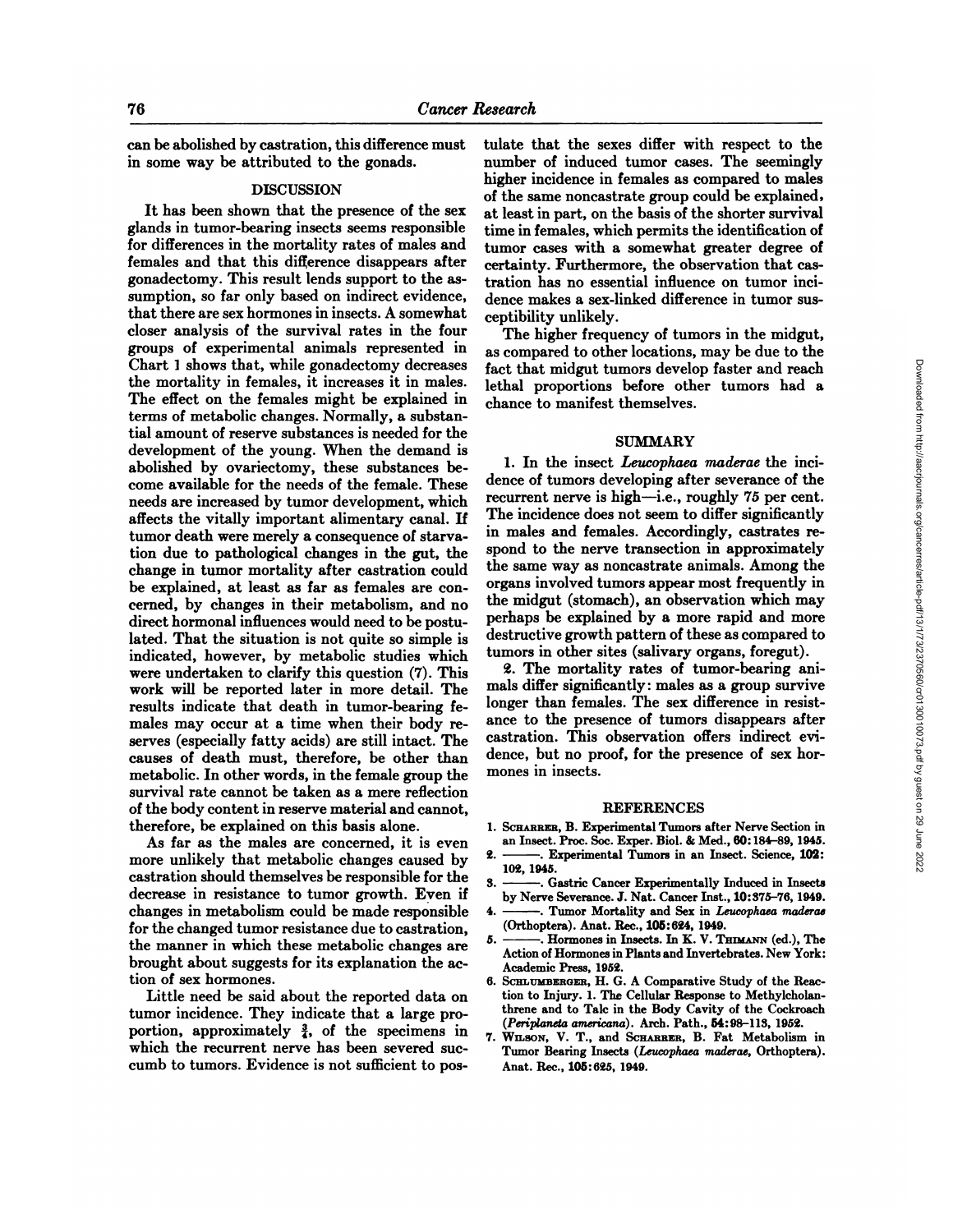can be abolished by castration, this difference must in some way be attributed to the gonads.

## DISCUSSION

It has been shown that the presence of the sex glands in tumor-bearing insects seems responsible for differences in the mortality rates of males and females and that this difference disappears after gonadectomy. This result lends support to the assumption, so far only based on indirect evidence, that there are sex hormones in insects. A somewhat closer analysis of the survival rates in the four groups of experimental animals represented in Chart 1 shows that, while gonadectomy decreases the mortality in females, it increases it in males. The effect on the females might be explained in terms of metabolic changes. Normally, a substantial amount of reserve substances is needed for the development of the young. When the demand is abolished by ovariectomy, these substances become available for the needs of the female. These needs are increased by tumor development, which affects the vitally important alimentary canal. If tumor death were merely a consequence of starvation due to pathological changes in the gut, the change in tumor mortality after castration could be explained, at least as far as females are concerned, by changes in their metabolism, and no direct hormonal influences would need to be postulated. That the situation is not quite so simple is indicated, however, by metabolic studies which were undertaken to clarify this question (7). This work will be reported later in more detail. The results indicate that death in tumor-bearing females may occur at a time when their body reserves (especially fatty acids) are still intact. The causes of death must, therefore, be other than metabolic. In other words, in the female group the survival rate cannot be taken as a mere reflection of the body content in reserve material and cannot, therefore, be explained on this basis alone.

As far as the males are concerned, it is even more unlikely that metabolic changes caused by castration should themselves be responsible for the decrease in resistance to tumor growth. Even if changes in metabolism could be made responsible for the changed tumor resistance due to castration, the manner in which these metabolic changes are brought about suggests for its explanation the action of sex hormones.

Little need be said about the reported data on tumor incidence. They indicate that a large proportion, approximately $\frac{3}{4}$, of the specimens in which the recurrent nerve has been severed succumb to tumors. Evidence is not sufficient to postulate that the sexes differ with respect to the number of induced tumor cases. The seemingly higher incidence in females as compared to males of the same noncastrate group could be explained, at least in part, on the basis of the shorter survival time in females, which permits the identification of tumor cases with a somewhat greater degree of certainty. Furthermore, the observation that castration has no essential influence on tumor incidence makes a sex-linked difference in tumor susceptibility unlikely.

The higher frequency of tumors in the midgut, as compared to other locations, may be due to the fact that midgut tumors develop faster and reach lethal proportions before other tumors had a chance to manifest themselves.

## SUMMARY

1. In the insect *Leucophaea maderae* the incidence of tumors developing after severance of the recurrent nerve is high—i.e., roughly 75 per cent. The incidence does not seem to differ significantly in males and females. Accordingly, castrates respond to the nerve transection in approximately the same way as noncastrate animals. Among the organs involved tumors appear most frequently in the midgut (stomach), an observation which may perhaps be explained by a more rapid and more destructive growth pattern of these as compared to tumors in other sites (salivary organs, foregut).

2. The mortality rates of tumor-bearing animals differ significantly: males as a group survive longer than females. The sex difference in resistance to the presence of tumors disappears after castration. This observation offers indirect evidence, but no proof, for the presence of sex hormones in insects.

## REFERENCES

1. Scharrer, B. Experimental Tumors after Nerve Section in an Insect. Proc. Soc. Exper. Biol. & Med., 60:184–89, 1945.
2. ———. Experimental Tumors in an Insect. Science, 102: 102, 1945.
3. ———. Gastric Cancer Experimentally Induced in Insects by Nerve Severance. J. Nat. Cancer Inst., 10:375–76, 1949.
4. ———. Tumor Mortality and Sex in *Leucophaea maderae* (Orthoptera). Anat. Rec., 105:624, 1949.
5. ———. Hormones in Insects. In K. V. Thimann (ed.), The Action of Hormones in Plants and Invertebrates. New York: Academic Press, 1952.
6. Schlumberger, H. G. A Comparative Study of the Reaction to Injury. 1. The Cellular Response to Methylcholanthrene and to Talc in the Body Cavity of the Cockroach (*Periplaneta americana*). Arch. Path., 54:98–113, 1952.
7. Wilson, V. T., and Scharrer, B. Fat Metabolism in Tumor Bearing Insects (*Leucophaea maderae*, Orthoptera). Anat. Rec., 105:625, 1949.